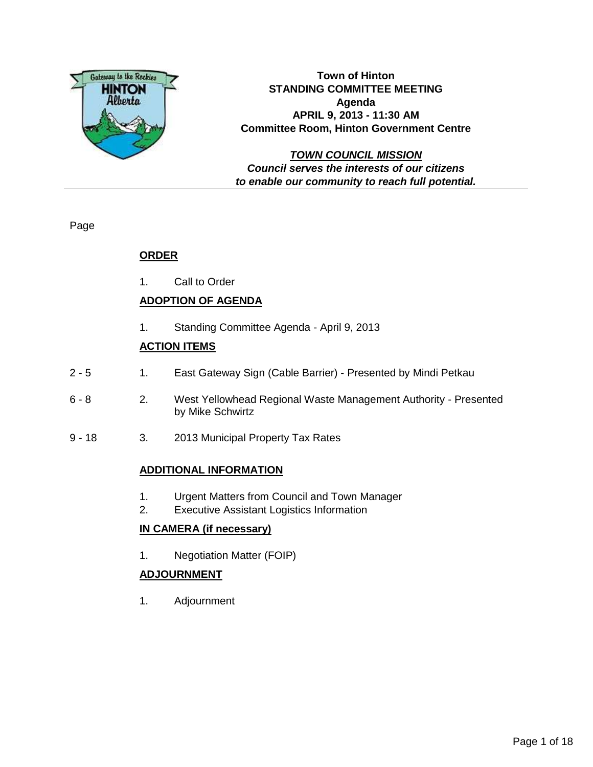# Town of Hinton
## STANDING COMMITTEE MEETING
## Agenda
### APRIL 9, 2013 - 11:30 AM
### Committee Room, Hinton Government Centre

***TOWN COUNCIL MISSION***
***Council serves the interests of our citizens to enable our community to reach full potential.***

---

| Page | | |
|---|---|---|
| | | **ORDER** |
| | 1. | Call to Order |
| | | **ADOPTION OF AGENDA** |
| | 1. | Standing Committee Agenda - April 9, 2013 |
| | | **ACTION ITEMS** |
| 2 - 5 | 1. | East Gateway Sign (Cable Barrier) - Presented by Mindi Petkau |
| 6 - 8 | 2. | West Yellowhead Regional Waste Management Authority - Presented by Mike Schwirtz |
| 9 - 18 | 3. | 2013 Municipal Property Tax Rates |
| | | **ADDITIONAL INFORMATION** |
| | 1. | Urgent Matters from Council and Town Manager |
| | 2. | Executive Assistant Logistics Information |
| | | **IN CAMERA (if necessary)** |
| | 1. | Negotiation Matter (FOIP) |
| | | **ADJOURNMENT** |
| | 1. | Adjournment |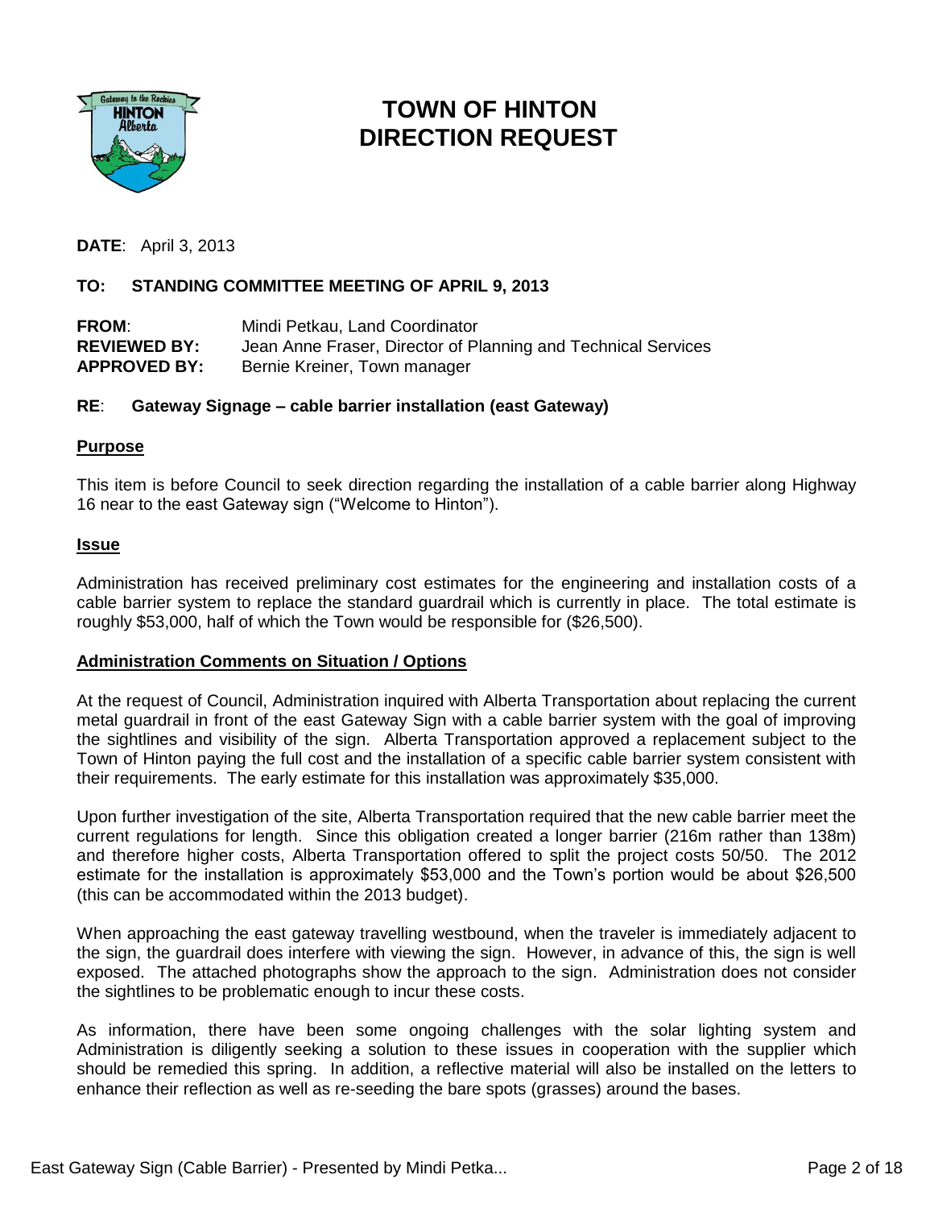# TOWN OF HINTON DIRECTION REQUEST

**DATE**: April 3, 2013

**TO: STANDING COMMITTEE MEETING OF APRIL 9, 2013**

**FROM**: Mindi Petkau, Land Coordinator
**REVIEWED BY:** Jean Anne Fraser, Director of Planning and Technical Services
**APPROVED BY:** Bernie Kreiner, Town manager

**RE**: **Gateway Signage – cable barrier installation (east Gateway)**

## Purpose

This item is before Council to seek direction regarding the installation of a cable barrier along Highway 16 near to the east Gateway sign ("Welcome to Hinton").

## Issue

Administration has received preliminary cost estimates for the engineering and installation costs of a cable barrier system to replace the standard guardrail which is currently in place. The total estimate is roughly $53,000, half of which the Town would be responsible for ($26,500).

## Administration Comments on Situation / Options

At the request of Council, Administration inquired with Alberta Transportation about replacing the current metal guardrail in front of the east Gateway Sign with a cable barrier system with the goal of improving the sightlines and visibility of the sign. Alberta Transportation approved a replacement subject to the Town of Hinton paying the full cost and the installation of a specific cable barrier system consistent with their requirements. The early estimate for this installation was approximately $35,000.

Upon further investigation of the site, Alberta Transportation required that the new cable barrier meet the current regulations for length. Since this obligation created a longer barrier (216m rather than 138m) and therefore higher costs, Alberta Transportation offered to split the project costs 50/50. The 2012 estimate for the installation is approximately $53,000 and the Town's portion would be about $26,500 (this can be accommodated within the 2013 budget).

When approaching the east gateway travelling westbound, when the traveler is immediately adjacent to the sign, the guardrail does interfere with viewing the sign. However, in advance of this, the sign is well exposed. The attached photographs show the approach to the sign. Administration does not consider the sightlines to be problematic enough to incur these costs.

As information, there have been some ongoing challenges with the solar lighting system and Administration is diligently seeking a solution to these issues in cooperation with the supplier which should be remedied this spring. In addition, a reflective material will also be installed on the letters to enhance their reflection as well as re-seeding the bare spots (grasses) around the bases.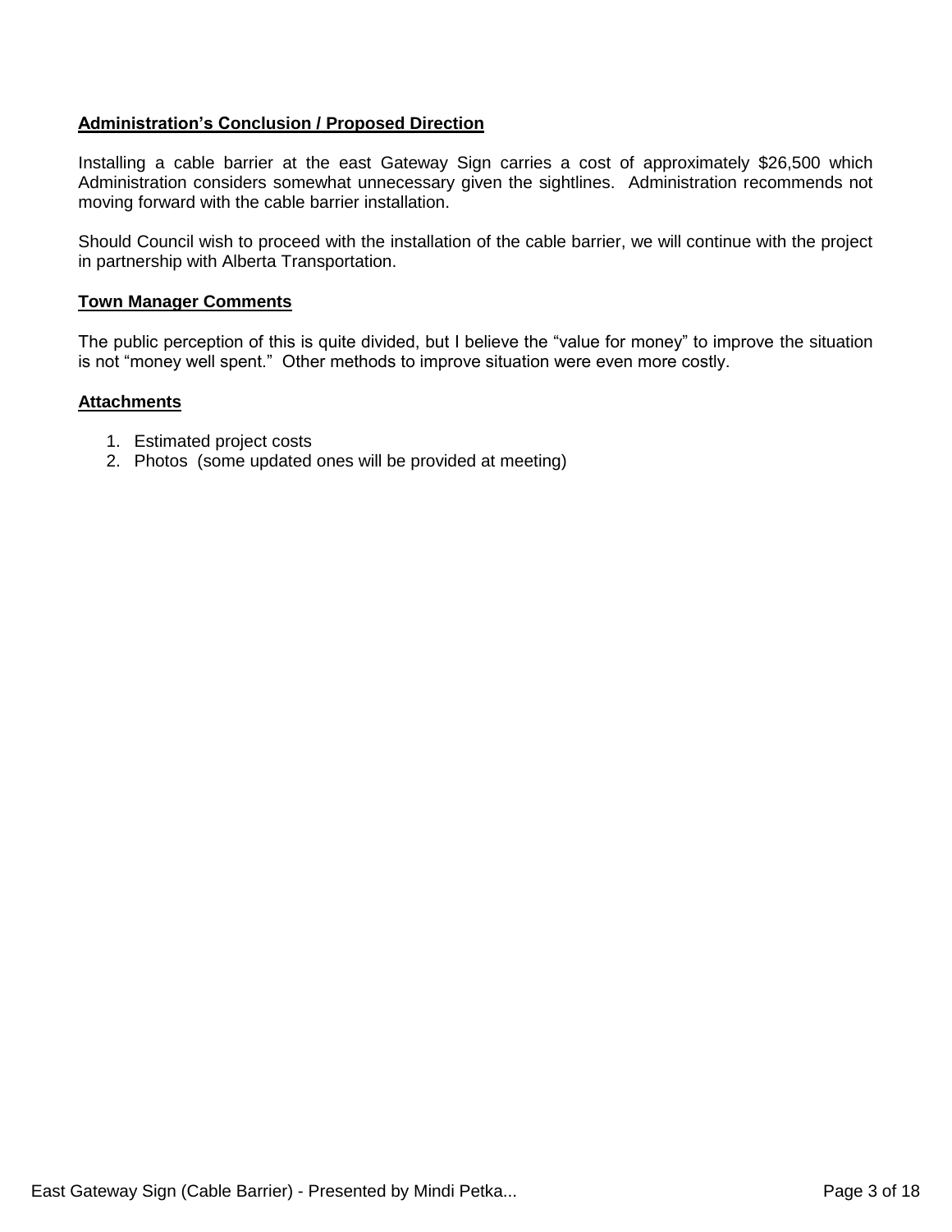**Administration's Conclusion / Proposed Direction**

Installing a cable barrier at the east Gateway Sign carries a cost of approximately $26,500 which Administration considers somewhat unnecessary given the sightlines. Administration recommends not moving forward with the cable barrier installation.

Should Council wish to proceed with the installation of the cable barrier, we will continue with the project in partnership with Alberta Transportation.

**Town Manager Comments**

The public perception of this is quite divided, but I believe the "value for money" to improve the situation is not "money well spent." Other methods to improve situation were even more costly.

**Attachments**

1. Estimated project costs
2. Photos (some updated ones will be provided at meeting)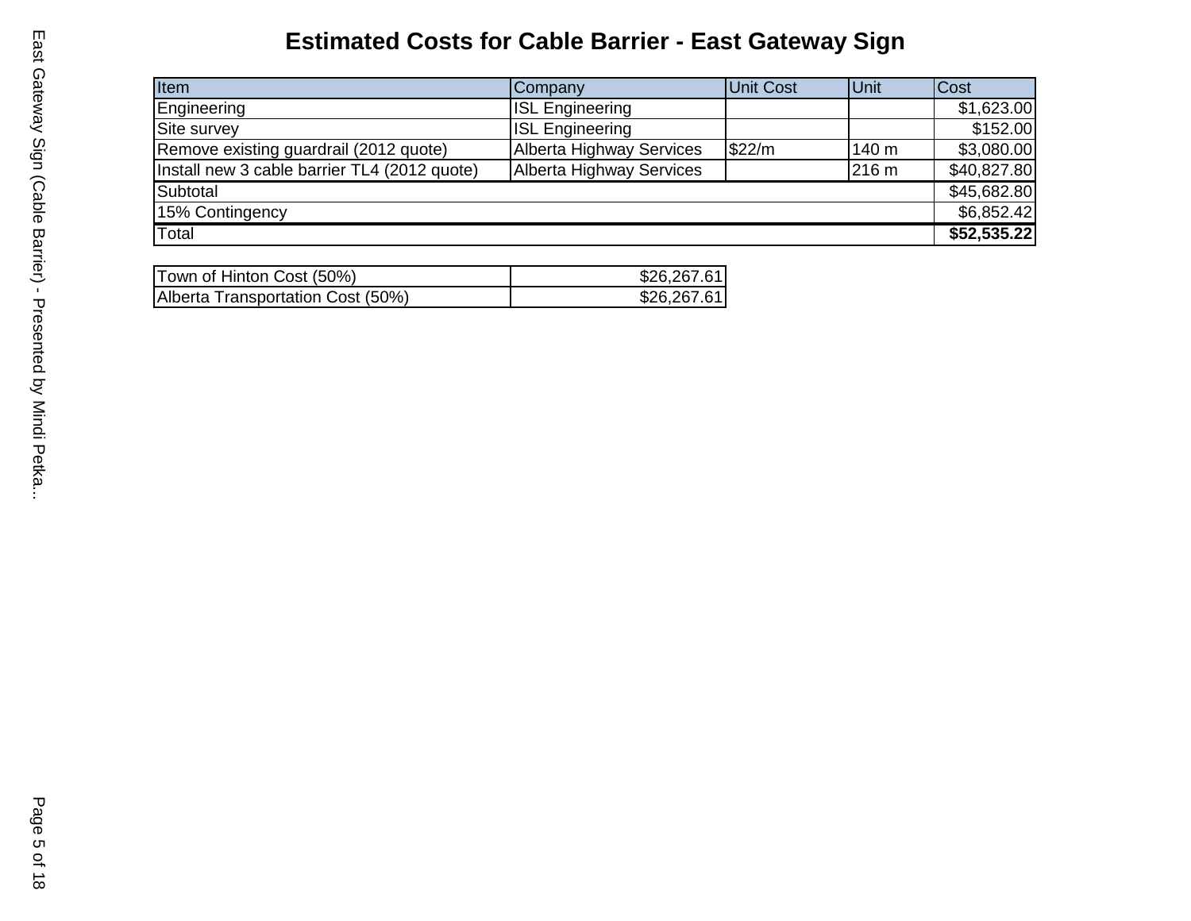# Estimated Costs for Cable Barrier - East Gateway Sign

| Item | Company | Unit Cost | Unit | Cost |
|---|---|---|---|---|
| Engineering | ISL Engineering | | | $1,623.00 |
| Site survey | ISL Engineering | | | $152.00 |
| Remove existing guardrail (2012 quote) | Alberta Highway Services | $22/m | 140 m | $3,080.00 |
| Install new 3 cable barrier TL4 (2012 quote) | Alberta Highway Services | | 216 m | $40,827.80 |
| Subtotal | | | | $45,682.80 |
| 15% Contingency | | | | $6,852.42 |
| Total | | | | **$52,535.22** |

| | |
|---|---|
| Town of Hinton Cost (50%) | $26,267.61 |
| Alberta Transportation Cost (50%) | $26,267.61 |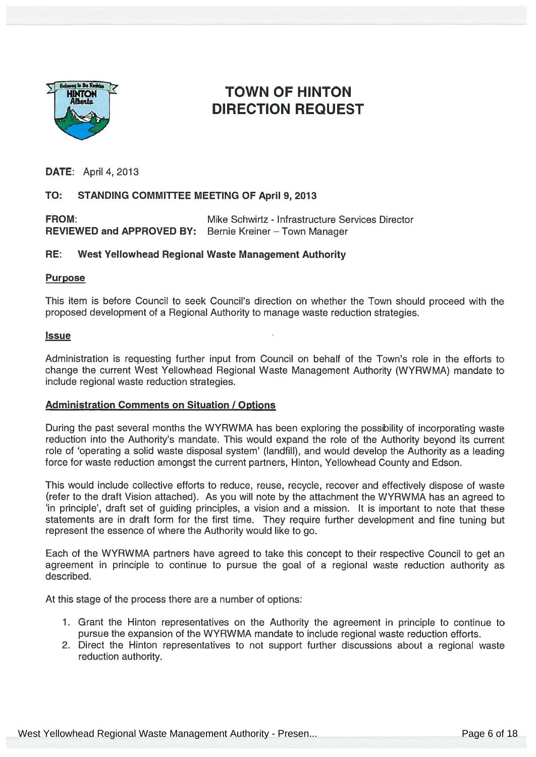# TOWN OF HINTON
# DIRECTION REQUEST

**DATE**: April 4, 2013

**TO: STANDING COMMITTEE MEETING OF April 9, 2013**

**FROM**: Mike Schwirtz - Infrastructure Services Director
**REVIEWED and APPROVED BY:** Bernie Kreiner – Town Manager

**RE: West Yellowhead Regional Waste Management Authority**

## Purpose

This item is before Council to seek Council's direction on whether the Town should proceed with the proposed development of a Regional Authority to manage waste reduction strategies.

## Issue

Administration is requesting further input from Council on behalf of the Town's role in the efforts to change the current West Yellowhead Regional Waste Management Authority (WYRWMA) mandate to include regional waste reduction strategies.

## Administration Comments on Situation / Options

During the past several months the WYRWMA has been exploring the possibility of incorporating waste reduction into the Authority's mandate. This would expand the role of the Authority beyond its current role of 'operating a solid waste disposal system' (landfill), and would develop the Authority as a leading force for waste reduction amongst the current partners, Hinton, Yellowhead County and Edson.

This would include collective efforts to reduce, reuse, recycle, recover and effectively dispose of waste (refer to the draft Vision attached). As you will note by the attachment the WYRWMA has an agreed to 'in principle', draft set of guiding principles, a vision and a mission. It is important to note that these statements are in draft form for the first time. They require further development and fine tuning but represent the essence of where the Authority would like to go.

Each of the WYRWMA partners have agreed to take this concept to their respective Council to get an agreement in principle to continue to pursue the goal of a regional waste reduction authority as described.

At this stage of the process there are a number of options:

1. Grant the Hinton representatives on the Authority the agreement in principle to continue to pursue the expansion of the WYRWMA mandate to include regional waste reduction efforts.
2. Direct the Hinton representatives to not support further discussions about a regional waste reduction authority.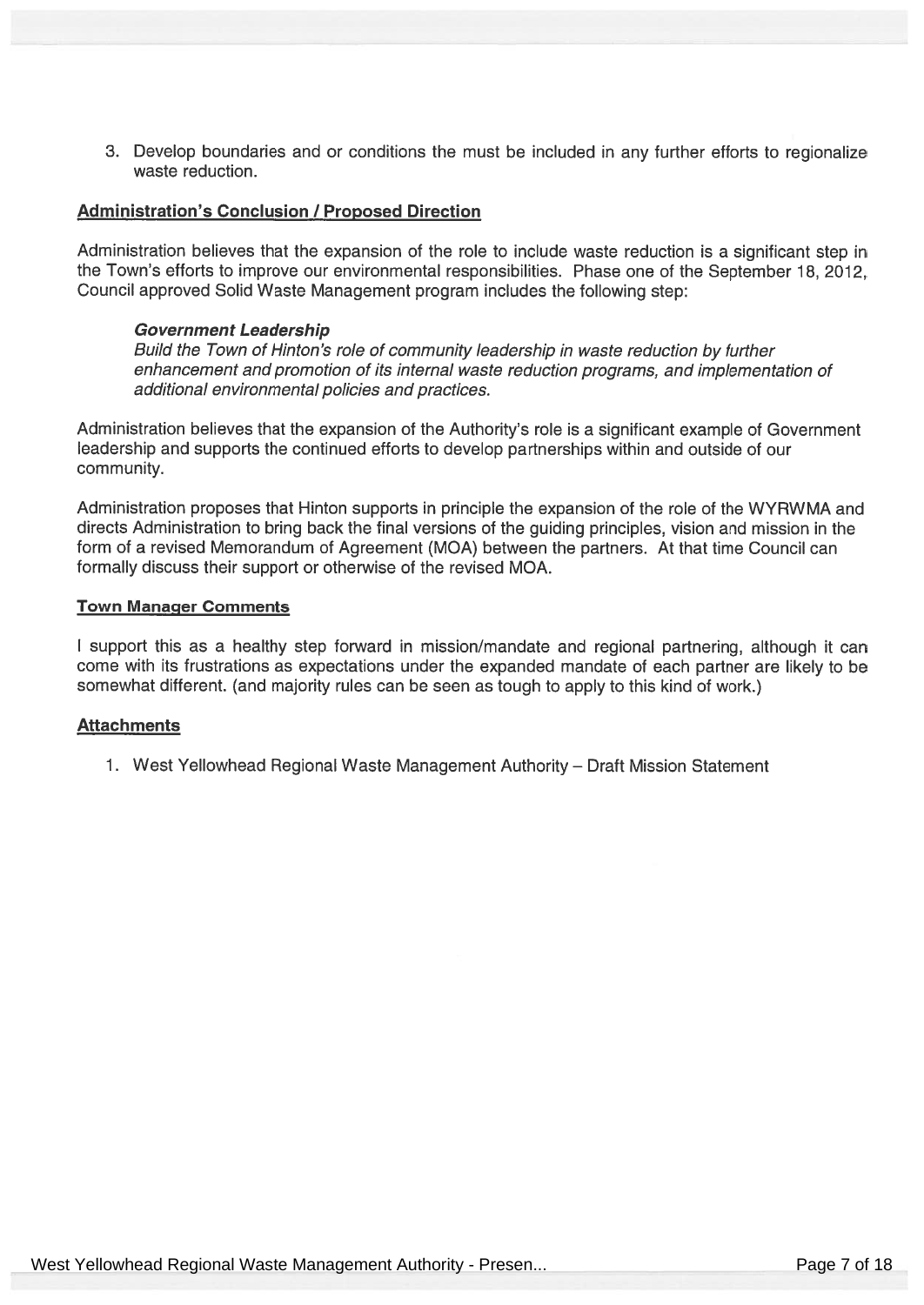3. Develop boundaries and or conditions the must be included in any further efforts to regionalize waste reduction.

## Administration's Conclusion / Proposed Direction

Administration believes that the expansion of the role to include waste reduction is a significant step in the Town's efforts to improve our environmental responsibilities. Phase one of the September 18, 2012, Council approved Solid Waste Management program includes the following step:

> ***Government Leadership***
> *Build the Town of Hinton's role of community leadership in waste reduction by further enhancement and promotion of its internal waste reduction programs, and implementation of additional environmental policies and practices.*

Administration believes that the expansion of the Authority's role is a significant example of Government leadership and supports the continued efforts to develop partnerships within and outside of our community.

Administration proposes that Hinton supports in principle the expansion of the role of the WYRWMA and directs Administration to bring back the final versions of the guiding principles, vision and mission in the form of a revised Memorandum of Agreement (MOA) between the partners. At that time Council can formally discuss their support or otherwise of the revised MOA.

## Town Manager Comments

I support this as a healthy step forward in mission/mandate and regional partnering, although it can come with its frustrations as expectations under the expanded mandate of each partner are likely to be somewhat different. (and majority rules can be seen as tough to apply to this kind of work.)

## Attachments

1. West Yellowhead Regional Waste Management Authority – Draft Mission Statement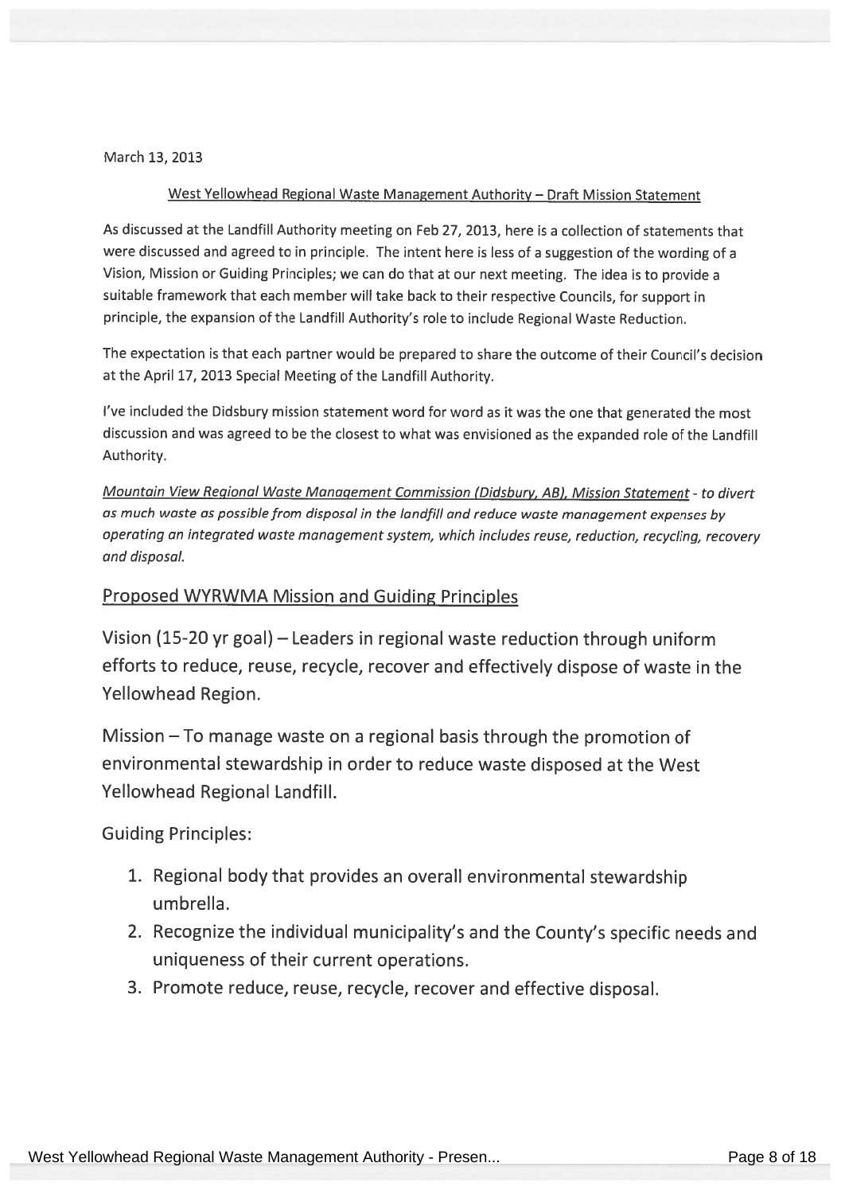March 13, 2013

West Yellowhead Regional Waste Management Authority – Draft Mission Statement

As discussed at the Landfill Authority meeting on Feb 27, 2013, here is a collection of statements that were discussed and agreed to in principle. The intent here is less of a suggestion of the wording of a Vision, Mission or Guiding Principles; we can do that at our next meeting. The idea is to provide a suitable framework that each member will take back to their respective Councils, for support in principle, the expansion of the Landfill Authority's role to include Regional Waste Reduction.

The expectation is that each partner would be prepared to share the outcome of their Council's decision at the April 17, 2013 Special Meeting of the Landfill Authority.

I've included the Didsbury mission statement word for word as it was the one that generated the most discussion and was agreed to be the closest to what was envisioned as the expanded role of the Landfill Authority.

*Mountain View Regional Waste Management Commission (Didsbury, AB), Mission Statement - to divert as much waste as possible from disposal in the landfill and reduce waste management expenses by operating an integrated waste management system, which includes reuse, reduction, recycling, recovery and disposal.*

## Proposed WYRWMA Mission and Guiding Principles

Vision (15-20 yr goal) – Leaders in regional waste reduction through uniform efforts to reduce, reuse, recycle, recover and effectively dispose of waste in the Yellowhead Region.

Mission – To manage waste on a regional basis through the promotion of environmental stewardship in order to reduce waste disposed at the West Yellowhead Regional Landfill.

Guiding Principles:

1. Regional body that provides an overall environmental stewardship umbrella.
2. Recognize the individual municipality's and the County's specific needs and uniqueness of their current operations.
3. Promote reduce, reuse, recycle, recover and effective disposal.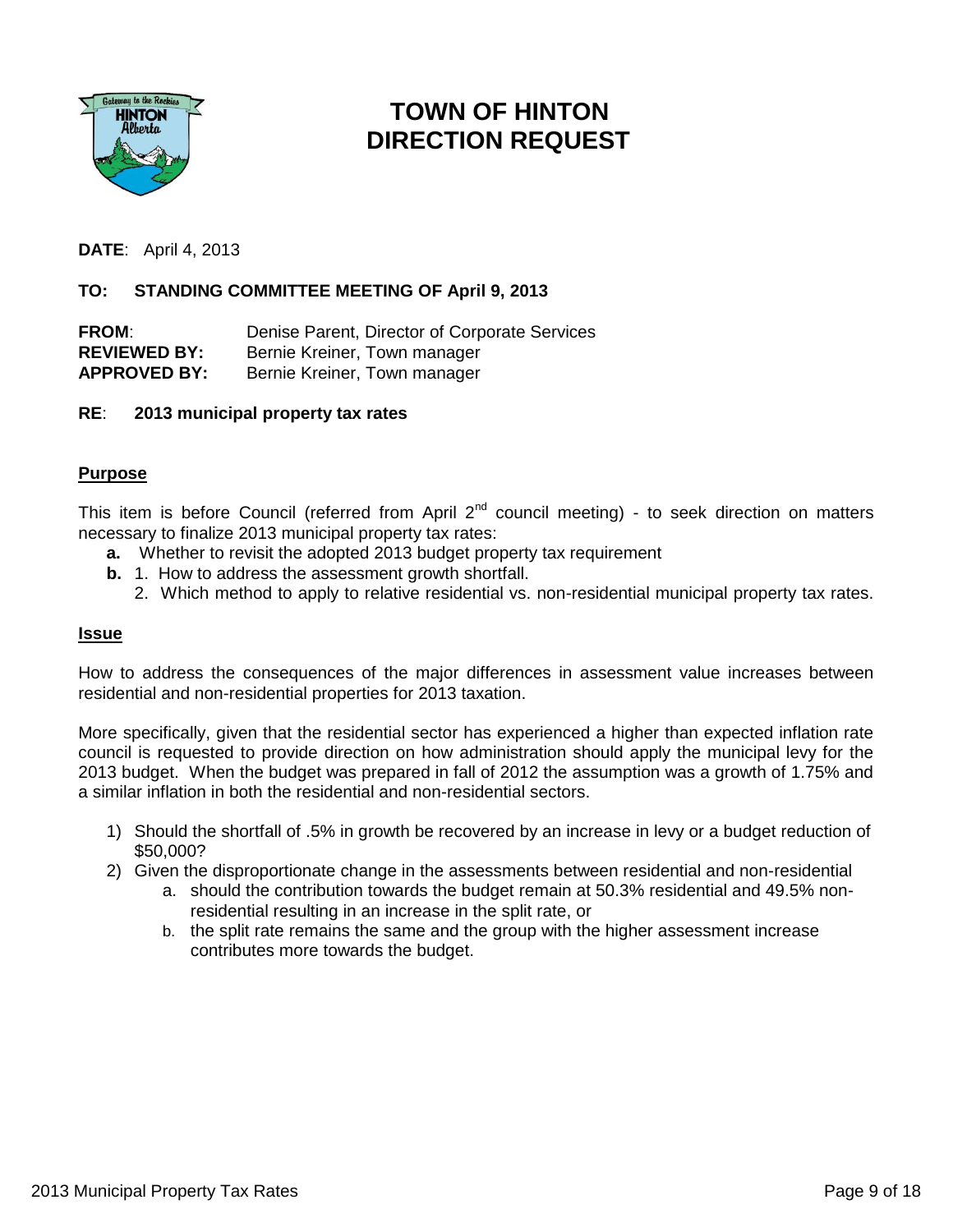# TOWN OF HINTON DIRECTION REQUEST

**DATE**: April 4, 2013

**TO: STANDING COMMITTEE MEETING OF April 9, 2013**

**FROM**: Denise Parent, Director of Corporate Services
**REVIEWED BY:** Bernie Kreiner, Town manager
**APPROVED BY:** Bernie Kreiner, Town manager

**RE**: **2013 municipal property tax rates**

## Purpose

This item is before Council (referred from April 2nd council meeting) - to seek direction on matters necessary to finalize 2013 municipal property tax rates:

- **a.** Whether to revisit the adopted 2013 budget property tax requirement
- **b.** 1. How to address the assessment growth shortfall.
  2. Which method to apply to relative residential vs. non-residential municipal property tax rates.

## Issue

How to address the consequences of the major differences in assessment value increases between residential and non-residential properties for 2013 taxation.

More specifically, given that the residential sector has experienced a higher than expected inflation rate council is requested to provide direction on how administration should apply the municipal levy for the 2013 budget. When the budget was prepared in fall of 2012 the assumption was a growth of 1.75% and a similar inflation in both the residential and non-residential sectors.

1) Should the shortfall of .5% in growth be recovered by an increase in levy or a budget reduction of $50,000?
2) Given the disproportionate change in the assessments between residential and non-residential
   a. should the contribution towards the budget remain at 50.3% residential and 49.5% non-residential resulting in an increase in the split rate, or
   b. the split rate remains the same and the group with the higher assessment increase contributes more towards the budget.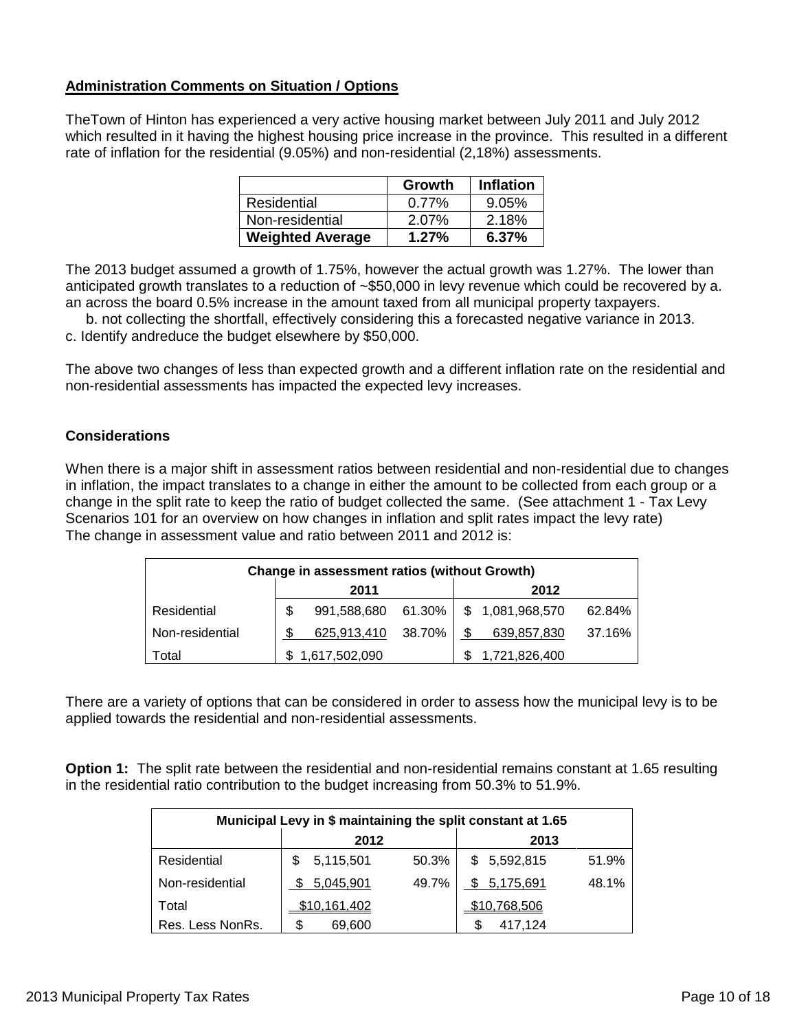**Administration Comments on Situation / Options**

TheTown of Hinton has experienced a very active housing market between July 2011 and July 2012 which resulted in it having the highest housing price increase in the province. This resulted in a different rate of inflation for the residential (9.05%) and non-residential (2,18%) assessments.

| | Growth | Inflation |
|---|---|---|
| Residential | 0.77% | 9.05% |
| Non-residential | 2.07% | 2.18% |
| **Weighted Average** | **1.27%** | **6.37%** |

The 2013 budget assumed a growth of 1.75%, however the actual growth was 1.27%. The lower than anticipated growth translates to a reduction of ~$50,000 in levy revenue which could be recovered by a. an across the board 0.5% increase in the amount taxed from all municipal property taxpayers.

b. not collecting the shortfall, effectively considering this a forecasted negative variance in 2013.

c. Identify andreduce the budget elsewhere by $50,000.

The above two changes of less than expected growth and a different inflation rate on the residential and non-residential assessments has impacted the expected levy increases.

**Considerations**

When there is a major shift in assessment ratios between residential and non-residential due to changes in inflation, the impact translates to a change in either the amount to be collected from each group or a change in the split rate to keep the ratio of budget collected the same. (See attachment 1 - Tax Levy Scenarios 101 for an overview on how changes in inflation and split rates impact the levy rate)
The change in assessment value and ratio between 2011 and 2012 is:

| Change in assessment ratios (without Growth) | | | | |
|---|---|---|---|---|
| | 2011 | | 2012 | |
| Residential | $ 991,588,680 | 61.30% | $ 1,081,968,570 | 62.84% |
| Non-residential | $ 625,913,410 | 38.70% | $ 639,857,830 | 37.16% |
| Total | $ 1,617,502,090 | | $ 1,721,826,400 | |

There are a variety of options that can be considered in order to assess how the municipal levy is to be applied towards the residential and non-residential assessments.

**Option 1:** The split rate between the residential and non-residential remains constant at 1.65 resulting in the residential ratio contribution to the budget increasing from 50.3% to 51.9%.

| Municipal Levy in $ maintaining the split constant at 1.65 | | | | |
|---|---|---|---|---|
| | 2012 | | 2013 | |
| Residential | $ 5,115,501 | 50.3% | $ 5,592,815 | 51.9% |
| Non-residential | $ 5,045,901 | 49.7% | $ 5,175,691 | 48.1% |
| Total | $10,161,402 | | $10,768,506 | |
| Res. Less NonRs. | $ 69,600 | | $ 417,124 | |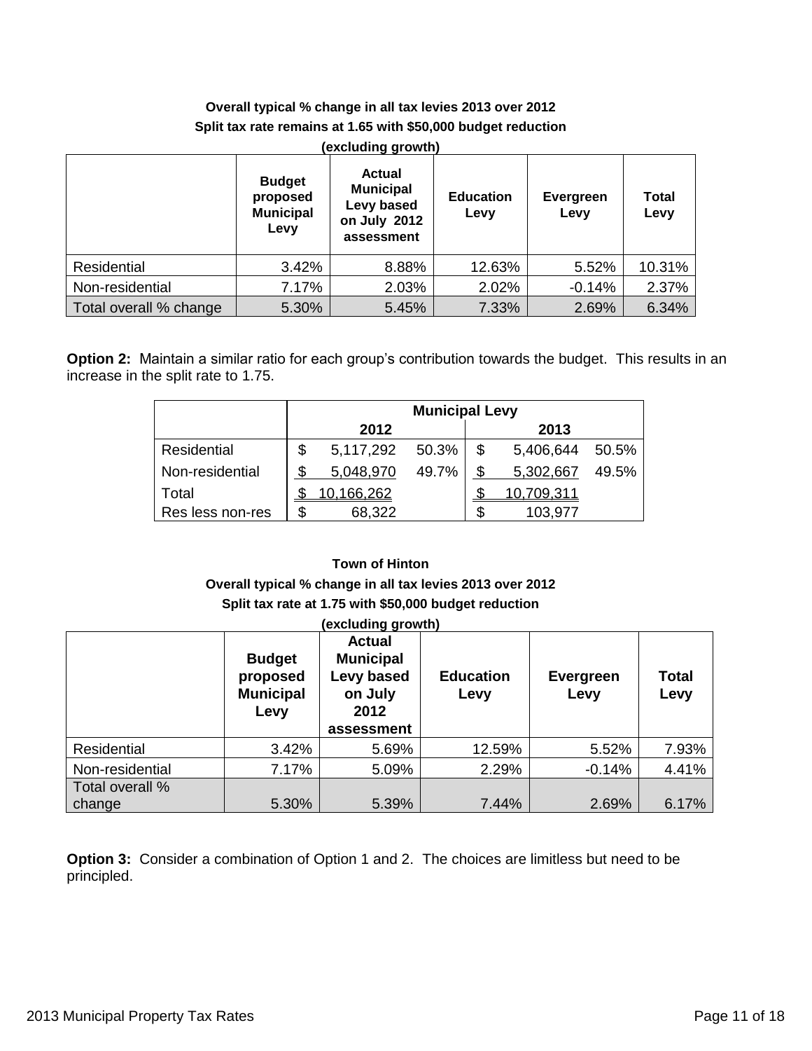**Overall typical % change in all tax levies 2013 over 2012**
**Split tax rate remains at 1.65 with $50,000 budget reduction**
**(excluding growth)**

| | Budget proposed Municipal Levy | Actual Municipal Levy based on July 2012 assessment | Education Levy | Evergreen Levy | Total Levy |
|---|---|---|---|---|---|
| Residential | 3.42% | 8.88% | 12.63% | 5.52% | 10.31% |
| Non-residential | 7.17% | 2.03% | 2.02% | -0.14% | 2.37% |
| Total overall % change | 5.30% | 5.45% | 7.33% | 2.69% | 6.34% |

**Option 2:** Maintain a similar ratio for each group's contribution towards the budget. This results in an increase in the split rate to 1.75.

| | Municipal Levy | | | |
|---|---|---|---|---|
| | 2012 | | 2013 | |
| Residential | $ 5,117,292 | 50.3% | $ 5,406,644 | 50.5% |
| Non-residential | $ 5,048,970 | 49.7% | $ 5,302,667 | 49.5% |
| Total | $ 10,166,262 | | $ 10,709,311 | |
| Res less non-res | $ 68,322 | | $ 103,977 | |

**Town of Hinton**
**Overall typical % change in all tax levies 2013 over 2012**
**Split tax rate at 1.75 with $50,000 budget reduction**
**(excluding growth)**

| | Budget proposed Municipal Levy | Actual Municipal Levy based on July 2012 assessment | Education Levy | Evergreen Levy | Total Levy |
|---|---|---|---|---|---|
| Residential | 3.42% | 5.69% | 12.59% | 5.52% | 7.93% |
| Non-residential | 7.17% | 5.09% | 2.29% | -0.14% | 4.41% |
| Total overall % change | 5.30% | 5.39% | 7.44% | 2.69% | 6.17% |

**Option 3:** Consider a combination of Option 1 and 2. The choices are limitless but need to be principled.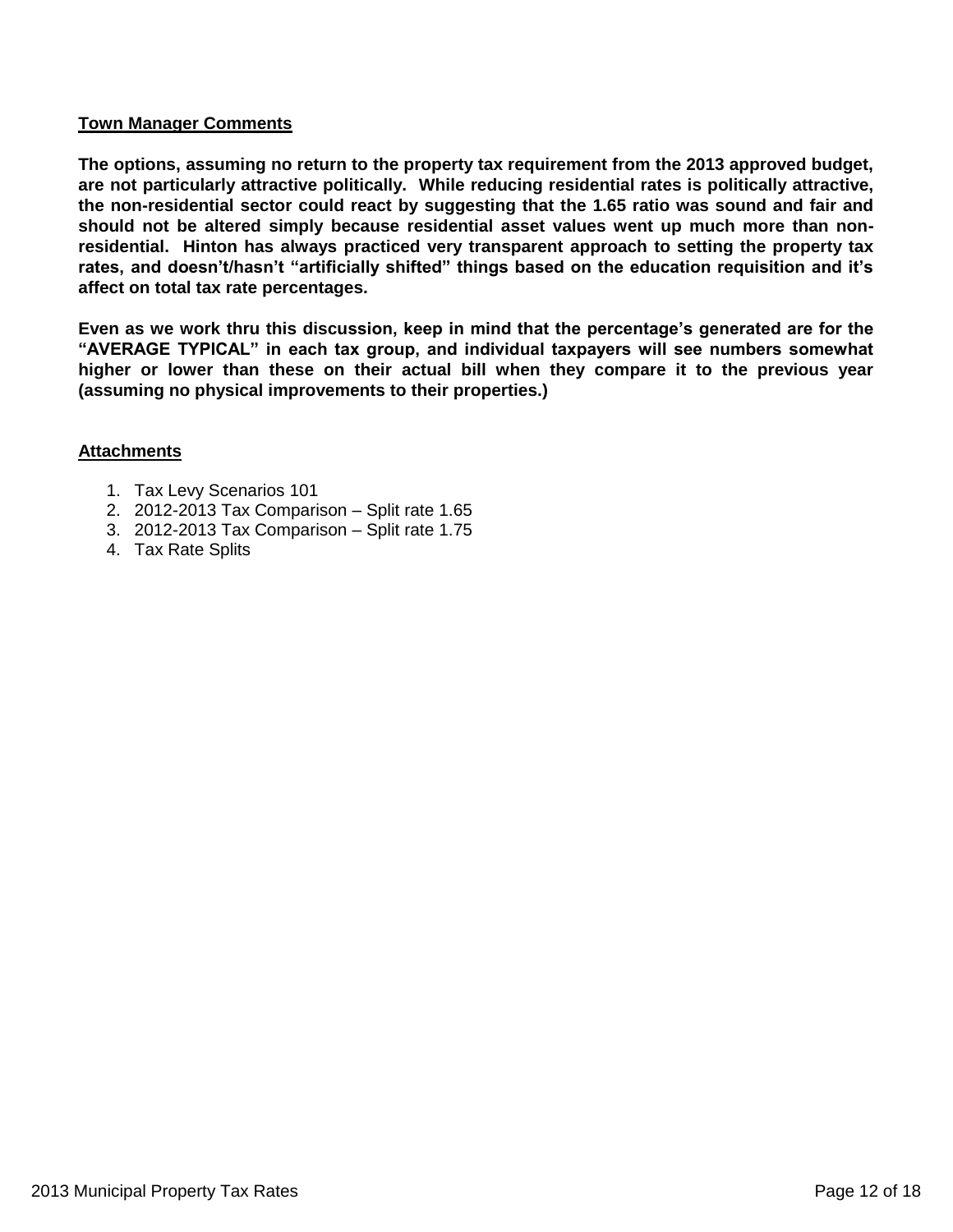**Town Manager Comments**

**The options, assuming no return to the property tax requirement from the 2013 approved budget, are not particularly attractive politically. While reducing residential rates is politically attractive, the non-residential sector could react by suggesting that the 1.65 ratio was sound and fair and should not be altered simply because residential asset values went up much more than non-residential. Hinton has always practiced very transparent approach to setting the property tax rates, and doesn't/hasn't "artificially shifted" things based on the education requisition and it's affect on total tax rate percentages.**

**Even as we work thru this discussion, keep in mind that the percentage's generated are for the "AVERAGE TYPICAL" in each tax group, and individual taxpayers will see numbers somewhat higher or lower than these on their actual bill when they compare it to the previous year (assuming no physical improvements to their properties.)**

**Attachments**

1. Tax Levy Scenarios 101
2. 2012-2013 Tax Comparison – Split rate 1.65
3. 2012-2013 Tax Comparison – Split rate 1.75
4. Tax Rate Splits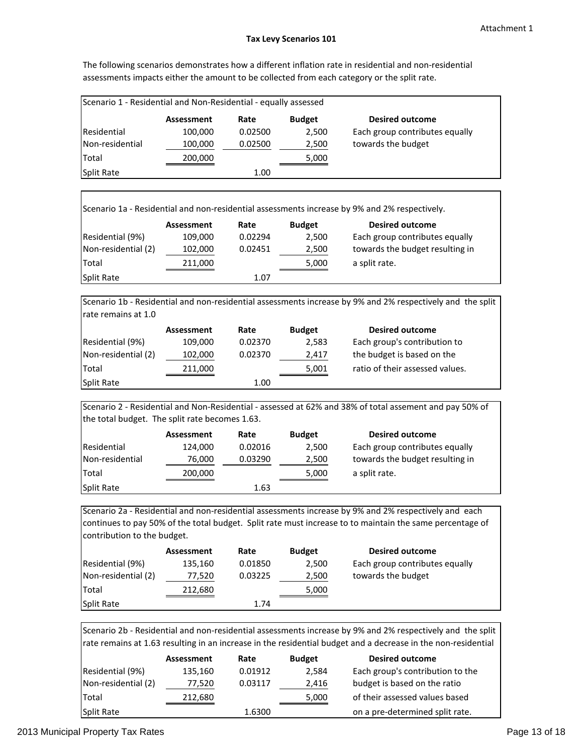Attachment 1

## Tax Levy Scenarios 101

The following scenarios demonstrates how a different inflation rate in residential and non-residential assessments impacts either the amount to be collected from each category or the split rate.

Scenario 1 - Residential and Non-Residential - equally assessed

| | Assessment | Rate | Budget | Desired outcome |
|---|---|---|---|---|
| Residential | 100,000 | 0.02500 | 2,500 | Each group contributes equally |
| Non-residential | 100,000 | 0.02500 | 2,500 | towards the budget |
| Total | 200,000 | | 5,000 | |
| Split Rate | | 1.00 | | |

Scenario 1a - Residential and non-residential assessments increase by 9% and 2% respectively.

| | Assessment | Rate | Budget | Desired outcome |
|---|---|---|---|---|
| Residential (9%) | 109,000 | 0.02294 | 2,500 | Each group contributes equally |
| Non-residential (2) | 102,000 | 0.02451 | 2,500 | towards the budget resulting in |
| Total | 211,000 | | 5,000 | a split rate. |
| Split Rate | | 1.07 | | |

Scenario 1b - Residential and non-residential assessments increase by 9% and 2% respectively and the split rate remains at 1.0

| | Assessment | Rate | Budget | Desired outcome |
|---|---|---|---|---|
| Residential (9%) | 109,000 | 0.02370 | 2,583 | Each group's contribution to |
| Non-residential (2) | 102,000 | 0.02370 | 2,417 | the budget is based on the |
| Total | 211,000 | | 5,001 | ratio of their assessed values. |
| Split Rate | | 1.00 | | |

Scenario 2 - Residential and Non-Residential - assessed at 62% and 38% of total assement and pay 50% of the total budget. The split rate becomes 1.63.

| | Assessment | Rate | Budget | Desired outcome |
|---|---|---|---|---|
| Residential | 124,000 | 0.02016 | 2,500 | Each group contributes equally |
| Non-residential | 76,000 | 0.03290 | 2,500 | towards the budget resulting in |
| Total | 200,000 | | 5,000 | a split rate. |
| Split Rate | | 1.63 | | |

Scenario 2a - Residential and non-residential assessments increase by 9% and 2% respectively and each continues to pay 50% of the total budget. Split rate must increase to to maintain the same percentage of contribution to the budget.

| | Assessment | Rate | Budget | Desired outcome |
|---|---|---|---|---|
| Residential (9%) | 135,160 | 0.01850 | 2,500 | Each group contributes equally |
| Non-residential (2) | 77,520 | 0.03225 | 2,500 | towards the budget |
| Total | 212,680 | | 5,000 | |
| Split Rate | | 1.74 | | |

Scenario 2b - Residential and non-residential assessments increase by 9% and 2% respectively and the split rate remains at 1.63 resulting in an increase in the residential budget and a decrease in the non-residential

| | Assessment | Rate | Budget | Desired outcome |
|---|---|---|---|---|
| Residential (9%) | 135,160 | 0.01912 | 2,584 | Each group's contribution to the |
| Non-residential (2) | 77,520 | 0.03117 | 2,416 | budget is based on the ratio |
| Total | 212,680 | | 5,000 | of their assessed values based |
| Split Rate | | 1.6300 | | on a pre-determined split rate. |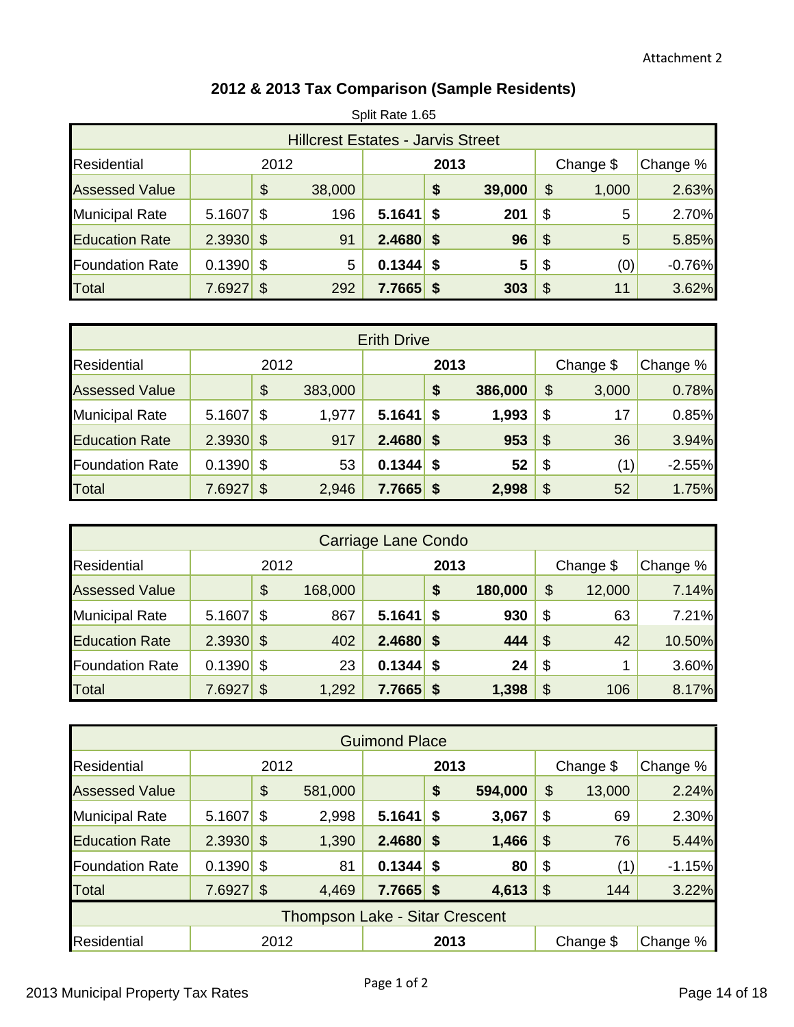Attachment 2

# 2012 & 2013 Tax Comparison (Sample Residents)

Split Rate 1.65

| Hillcrest Estates - Jarvis Street | | | | | | |
|---|---|---|---|---|---|---|
| Residential | 2012 | | 2013 | | Change $ | Change % |
| Assessed Value | | $ 38,000 | | **$ 39,000** | $ 1,000 | 2.63% |
| Municipal Rate | 5.1607 | $ 196 | **5.1641** | **$ 201** | $ 5 | 2.70% |
| Education Rate | 2.3930 | $ 91 | **2.4680** | **$ 96** | $ 5 | 5.85% |
| Foundation Rate | 0.1390 | $ 5 | **0.1344** | **$ 5** | $ (0) | -0.76% |
| Total | 7.6927 | $ 292 | **7.7665** | **$ 303** | $ 11 | 3.62% |

| Erith Drive | | | | | | |
|---|---|---|---|---|---|---|
| Residential | 2012 | | 2013 | | Change $ | Change % |
| Assessed Value | | $ 383,000 | | **$ 386,000** | $ 3,000 | 0.78% |
| Municipal Rate | 5.1607 | $ 1,977 | **5.1641** | **$ 1,993** | $ 17 | 0.85% |
| Education Rate | 2.3930 | $ 917 | **2.4680** | **$ 953** | $ 36 | 3.94% |
| Foundation Rate | 0.1390 | $ 53 | **0.1344** | **$ 52** | $ (1) | -2.55% |
| Total | 7.6927 | $ 2,946 | **7.7665** | **$ 2,998** | $ 52 | 1.75% |

| Carriage Lane Condo | | | | | | |
|---|---|---|---|---|---|---|
| Residential | 2012 | | 2013 | | Change $ | Change % |
| Assessed Value | | $ 168,000 | | **$ 180,000** | $ 12,000 | 7.14% |
| Municipal Rate | 5.1607 | $ 867 | **5.1641** | **$ 930** | $ 63 | 7.21% |
| Education Rate | 2.3930 | $ 402 | **2.4680** | **$ 444** | $ 42 | 10.50% |
| Foundation Rate | 0.1390 | $ 23 | **0.1344** | **$ 24** | $ 1 | 3.60% |
| Total | 7.6927 | $ 1,292 | **7.7665** | **$ 1,398** | $ 106 | 8.17% |

| Guimond Place | | | | | | |
|---|---|---|---|---|---|---|
| Residential | 2012 | | 2013 | | Change $ | Change % |
| Assessed Value | | $ 581,000 | | **$ 594,000** | $ 13,000 | 2.24% |
| Municipal Rate | 5.1607 | $ 2,998 | **5.1641** | **$ 3,067** | $ 69 | 2.30% |
| Education Rate | 2.3930 | $ 1,390 | **2.4680** | **$ 1,466** | $ 76 | 5.44% |
| Foundation Rate | 0.1390 | $ 81 | **0.1344** | **$ 80** | $ (1) | -1.15% |
| Total | 7.6927 | $ 4,469 | **7.7665** | **$ 4,613** | $ 144 | 3.22% |

| Thompson Lake - Sitar Crescent | | | | | | |
|---|---|---|---|---|---|---|
| Residential | 2012 | | 2013 | | Change $ | Change % |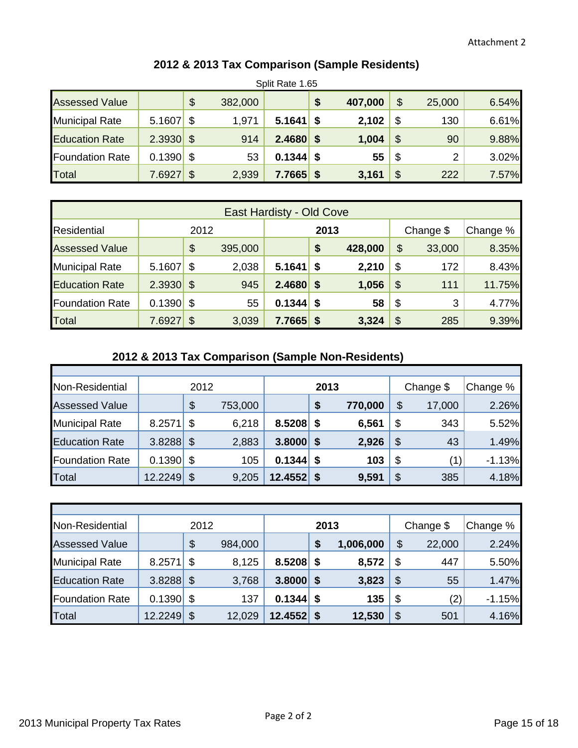Attachment 2

## 2012 & 2013 Tax Comparison (Sample Residents)

Split Rate 1.65

| | 2012 Rate | 2012 Amount | 2013 Rate | 2013 Amount | Change $ | Change % |
|---|---|---|---|---|---|---|
| Assessed Value | | $ 382,000 | | **$ 407,000** | $ 25,000 | 6.54% |
| Municipal Rate | 5.1607 | $ 1,971 | **5.1641** | **$ 2,102** | $ 130 | 6.61% |
| Education Rate | 2.3930 | $ 914 | **2.4680** | **$ 1,004** | $ 90 | 9.88% |
| Foundation Rate | 0.1390 | $ 53 | **0.1344** | **$ 55** | $ 2 | 3.02% |
| Total | 7.6927 | $ 2,939 | **7.7665** | **$ 3,161** | $ 222 | 7.57% |

| East Hardisty - Old Cove | | | | | | |
|---|---|---|---|---|---|---|
| Residential | 2012 | | **2013** | | Change $ | Change % |
| Assessed Value | | $ 395,000 | | **$ 428,000** | $ 33,000 | 8.35% |
| Municipal Rate | 5.1607 | $ 2,038 | **5.1641** | **$ 2,210** | $ 172 | 8.43% |
| Education Rate | 2.3930 | $ 945 | **2.4680** | **$ 1,056** | $ 111 | 11.75% |
| Foundation Rate | 0.1390 | $ 55 | **0.1344** | **$ 58** | $ 3 | 4.77% |
| Total | 7.6927 | $ 3,039 | **7.7665** | **$ 3,324** | $ 285 | 9.39% |

## 2012 & 2013 Tax Comparison (Sample Non-Residents)

| Non-Residential | 2012 | | **2013** | | Change $ | Change % |
|---|---|---|---|---|---|---|
| Assessed Value | | $ 753,000 | | **$ 770,000** | $ 17,000 | 2.26% |
| Municipal Rate | 8.2571 | $ 6,218 | **8.5208** | **$ 6,561** | $ 343 | 5.52% |
| Education Rate | 3.8288 | $ 2,883 | **3.8000** | **$ 2,926** | $ 43 | 1.49% |
| Foundation Rate | 0.1390 | $ 105 | **0.1344** | **$ 103** | $ (1) | -1.13% |
| Total | 12.2249 | $ 9,205 | **12.4552** | **$ 9,591** | $ 385 | 4.18% |

| Non-Residential | 2012 | | **2013** | | Change $ | Change % |
|---|---|---|---|---|---|---|
| Assessed Value | | $ 984,000 | | **$ 1,006,000** | $ 22,000 | 2.24% |
| Municipal Rate | 8.2571 | $ 8,125 | **8.5208** | **$ 8,572** | $ 447 | 5.50% |
| Education Rate | 3.8288 | $ 3,768 | **3.8000** | **$ 3,823** | $ 55 | 1.47% |
| Foundation Rate | 0.1390 | $ 137 | **0.1344** | **$ 135** | $ (2) | -1.15% |
| Total | 12.2249 | $ 12,029 | **12.4552** | **$ 12,530** | $ 501 | 4.16% |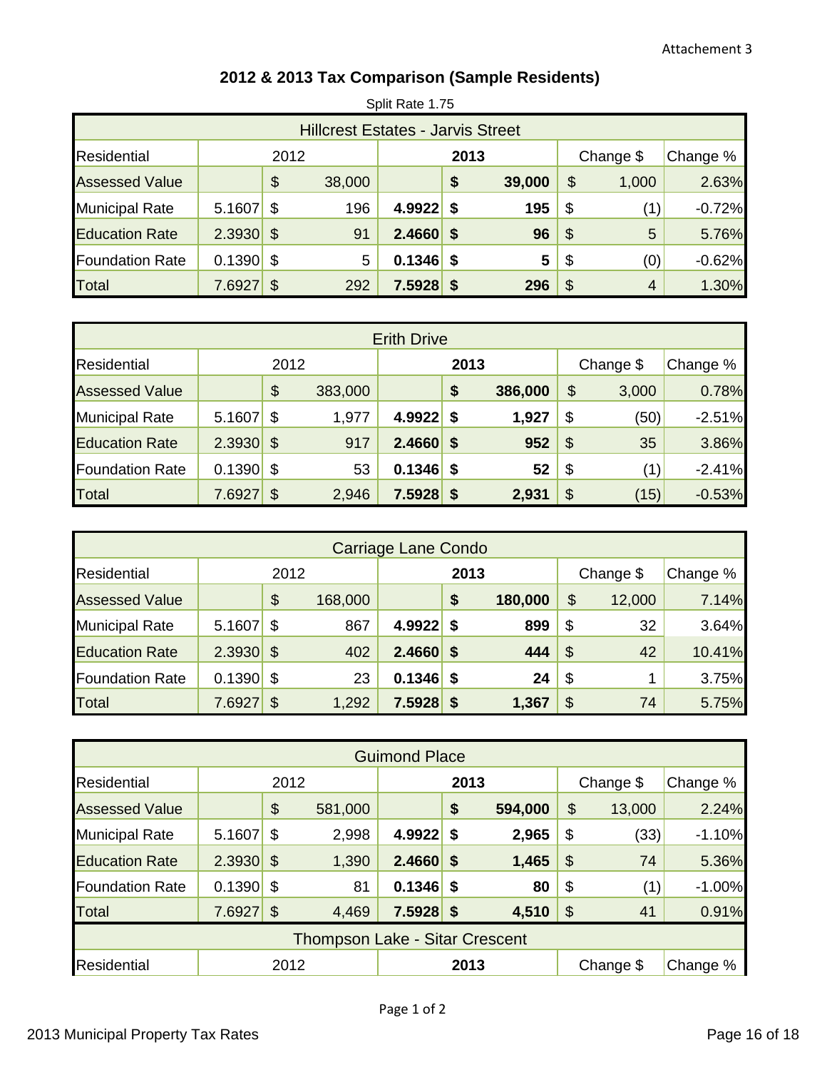Attachement 3

# 2012 & 2013 Tax Comparison (Sample Residents)

Split Rate 1.75

| Hillcrest Estates - Jarvis Street | | | | | | |
|---|---|---|---|---|---|---|
| Residential | 2012 | | 2013 | | Change $ | Change % |
| Assessed Value | | $ 38,000 | | **$ 39,000** | $ 1,000 | 2.63% |
| Municipal Rate | 5.1607 | $ 196 | **4.9922** | **$ 195** | $ (1) | -0.72% |
| Education Rate | 2.3930 | $ 91 | **2.4660** | **$ 96** | $ 5 | 5.76% |
| Foundation Rate | 0.1390 | $ 5 | **0.1346** | **$ 5** | $ (0) | -0.62% |
| Total | 7.6927 | $ 292 | **7.5928** | **$ 296** | $ 4 | 1.30% |

| Erith Drive | | | | | | |
|---|---|---|---|---|---|---|
| Residential | 2012 | | 2013 | | Change $ | Change % |
| Assessed Value | | $ 383,000 | | **$ 386,000** | $ 3,000 | 0.78% |
| Municipal Rate | 5.1607 | $ 1,977 | **4.9922** | **$ 1,927** | $ (50) | -2.51% |
| Education Rate | 2.3930 | $ 917 | **2.4660** | **$ 952** | $ 35 | 3.86% |
| Foundation Rate | 0.1390 | $ 53 | **0.1346** | **$ 52** | $ (1) | -2.41% |
| Total | 7.6927 | $ 2,946 | **7.5928** | **$ 2,931** | $ (15) | -0.53% |

| Carriage Lane Condo | | | | | | |
|---|---|---|---|---|---|---|
| Residential | 2012 | | 2013 | | Change $ | Change % |
| Assessed Value | | $ 168,000 | | **$ 180,000** | $ 12,000 | 7.14% |
| Municipal Rate | 5.1607 | $ 867 | **4.9922** | **$ 899** | $ 32 | 3.64% |
| Education Rate | 2.3930 | $ 402 | **2.4660** | **$ 444** | $ 42 | 10.41% |
| Foundation Rate | 0.1390 | $ 23 | **0.1346** | **$ 24** | $ 1 | 3.75% |
| Total | 7.6927 | $ 1,292 | **7.5928** | **$ 1,367** | $ 74 | 5.75% |

| Guimond Place | | | | | | |
|---|---|---|---|---|---|---|
| Residential | 2012 | | 2013 | | Change $ | Change % |
| Assessed Value | | $ 581,000 | | **$ 594,000** | $ 13,000 | 2.24% |
| Municipal Rate | 5.1607 | $ 2,998 | **4.9922** | **$ 2,965** | $ (33) | -1.10% |
| Education Rate | 2.3930 | $ 1,390 | **2.4660** | **$ 1,465** | $ 74 | 5.36% |
| Foundation Rate | 0.1390 | $ 81 | **0.1346** | **$ 80** | $ (1) | -1.00% |
| Total | 7.6927 | $ 4,469 | **7.5928** | **$ 4,510** | $ 41 | 0.91% |

| Thompson Lake - Sitar Crescent | | | | | | |
|---|---|---|---|---|---|---|
| Residential | 2012 | | 2013 | | Change $ | Change % |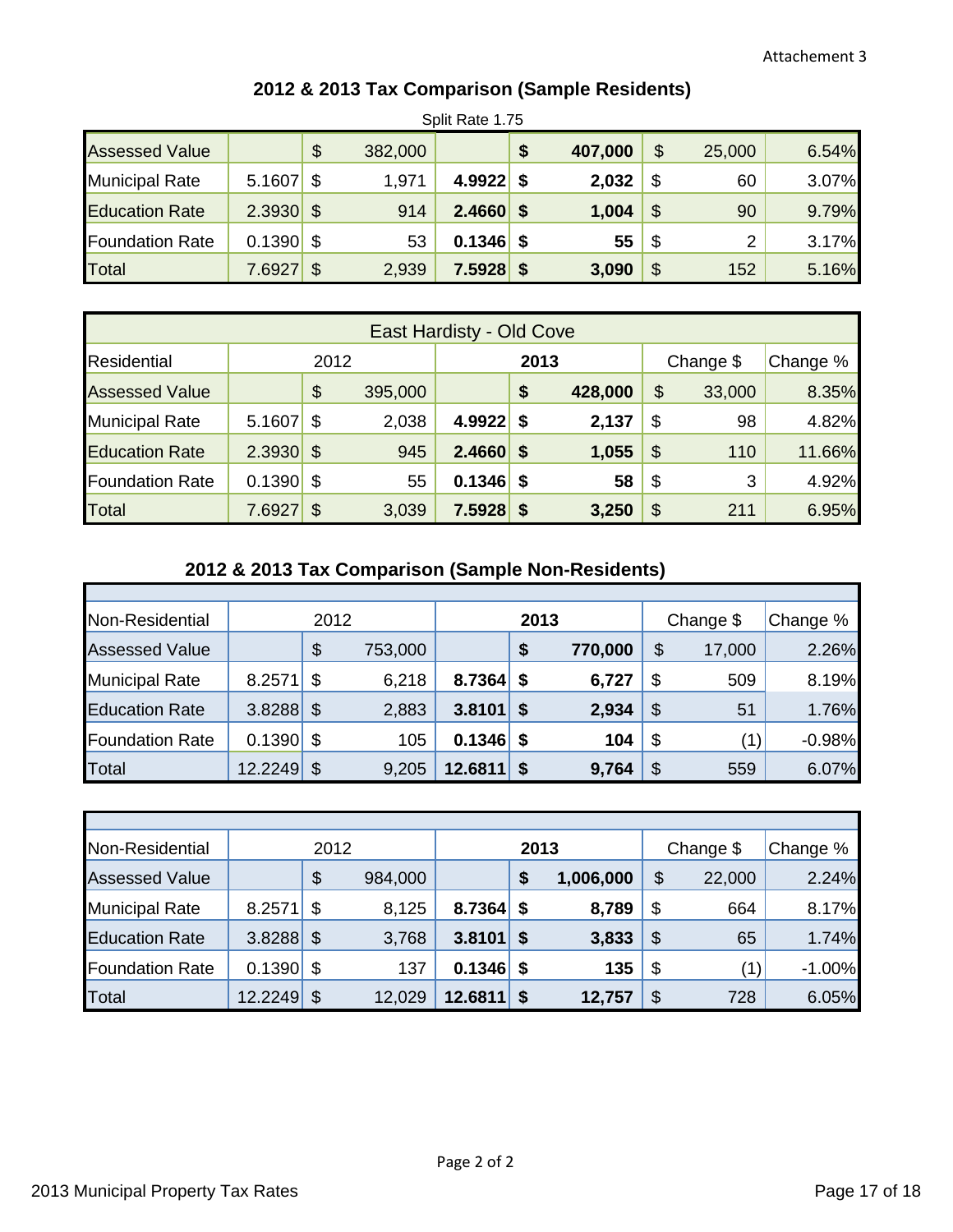Attachement 3

## 2012 & 2013 Tax Comparison (Sample Residents)

Split Rate 1.75

| | | | | | | | | |
|---|---|---|---|---|---|---|---|---|
| Assessed Value | | $ | 382,000 | | **$** | **407,000** | $ | 25,000 | 6.54% |
| Municipal Rate | 5.1607 | $ | 1,971 | **4.9922** | **$** | **2,032** | $ | 60 | 3.07% |
| Education Rate | 2.3930 | $ | 914 | **2.4660** | **$** | **1,004** | $ | 90 | 9.79% |
| Foundation Rate | 0.1390 | $ | 53 | **0.1346** | **$** | **55** | $ | 2 | 3.17% |
| Total | 7.6927 | $ | 2,939 | **7.5928** | **$** | **3,090** | $ | 152 | 5.16% |

| East Hardisty - Old Cove | | | | | | | | | |
|---|---|---|---|---|---|---|---|---|---|
| Residential | 2012 | | | **2013** | | | Change $ | | Change % |
| Assessed Value | | $ | 395,000 | | **$** | **428,000** | $ | 33,000 | 8.35% |
| Municipal Rate | 5.1607 | $ | 2,038 | **4.9922** | **$** | **2,137** | $ | 98 | 4.82% |
| Education Rate | 2.3930 | $ | 945 | **2.4660** | **$** | **1,055** | $ | 110 | 11.66% |
| Foundation Rate | 0.1390 | $ | 55 | **0.1346** | **$** | **58** | $ | 3 | 4.92% |
| Total | 7.6927 | $ | 3,039 | **7.5928** | **$** | **3,250** | $ | 211 | 6.95% |

## 2012 & 2013 Tax Comparison (Sample Non-Residents)

| Non-Residential | 2012 | | | **2013** | | | Change $ | | Change % |
|---|---|---|---|---|---|---|---|---|---|
| Assessed Value | | $ | 753,000 | | **$** | **770,000** | $ | 17,000 | 2.26% |
| Municipal Rate | 8.2571 | $ | 6,218 | **8.7364** | **$** | **6,727** | $ | 509 | 8.19% |
| Education Rate | 3.8288 | $ | 2,883 | **3.8101** | **$** | **2,934** | $ | 51 | 1.76% |
| Foundation Rate | 0.1390 | $ | 105 | **0.1346** | **$** | **104** | $ | (1) | -0.98% |
| Total | 12.2249 | $ | 9,205 | **12.6811** | **$** | **9,764** | $ | 559 | 6.07% |

| Non-Residential | 2012 | | | **2013** | | | Change $ | | Change % |
|---|---|---|---|---|---|---|---|---|---|
| Assessed Value | | $ | 984,000 | | **$** | **1,006,000** | $ | 22,000 | 2.24% |
| Municipal Rate | 8.2571 | $ | 8,125 | **8.7364** | **$** | **8,789** | $ | 664 | 8.17% |
| Education Rate | 3.8288 | $ | 3,768 | **3.8101** | **$** | **3,833** | $ | 65 | 1.74% |
| Foundation Rate | 0.1390 | $ | 137 | **0.1346** | **$** | **135** | $ | (1) | -1.00% |
| Total | 12.2249 | $ | 12,029 | **12.6811** | **$** | **12,757** | $ | 728 | 6.05% |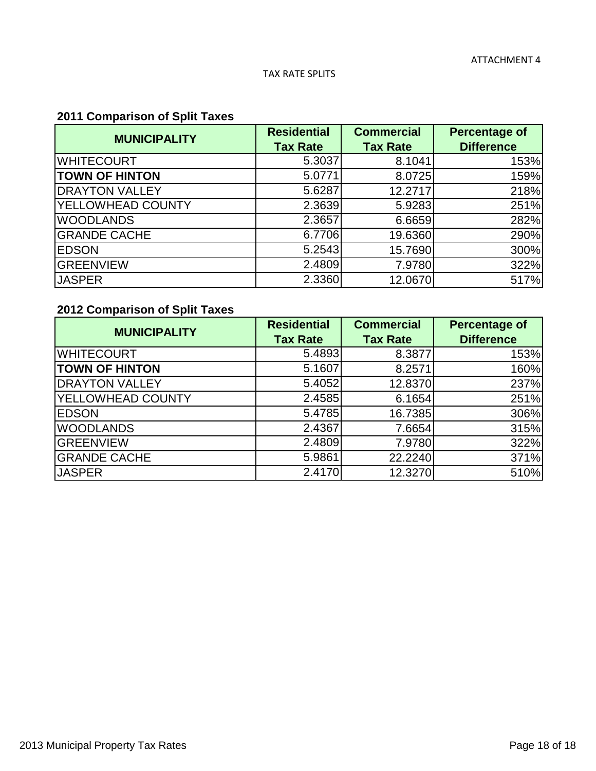ATTACHMENT 4

TAX RATE SPLITS

### 2011 Comparison of Split Taxes

| MUNICIPALITY | Residential Tax Rate | Commercial Tax Rate | Percentage of Difference |
|---|---|---|---|
| WHITECOURT | 5.3037 | 8.1041 | 153% |
| **TOWN OF HINTON** | 5.0771 | 8.0725 | 159% |
| DRAYTON VALLEY | 5.6287 | 12.2717 | 218% |
| YELLOWHEAD COUNTY | 2.3639 | 5.9283 | 251% |
| WOODLANDS | 2.3657 | 6.6659 | 282% |
| GRANDE CACHE | 6.7706 | 19.6360 | 290% |
| EDSON | 5.2543 | 15.7690 | 300% |
| GREENVIEW | 2.4809 | 7.9780 | 322% |
| JASPER | 2.3360 | 12.0670 | 517% |

### 2012 Comparison of Split Taxes

| MUNICIPALITY | Residential Tax Rate | Commercial Tax Rate | Percentage of Difference |
|---|---|---|---|
| WHITECOURT | 5.4893 | 8.3877 | 153% |
| **TOWN OF HINTON** | 5.1607 | 8.2571 | 160% |
| DRAYTON VALLEY | 5.4052 | 12.8370 | 237% |
| YELLOWHEAD COUNTY | 2.4585 | 6.1654 | 251% |
| EDSON | 5.4785 | 16.7385 | 306% |
| WOODLANDS | 2.4367 | 7.6654 | 315% |
| GREENVIEW | 2.4809 | 7.9780 | 322% |
| GRANDE CACHE | 5.9861 | 22.2240 | 371% |
| JASPER | 2.4170 | 12.3270 | 510% |